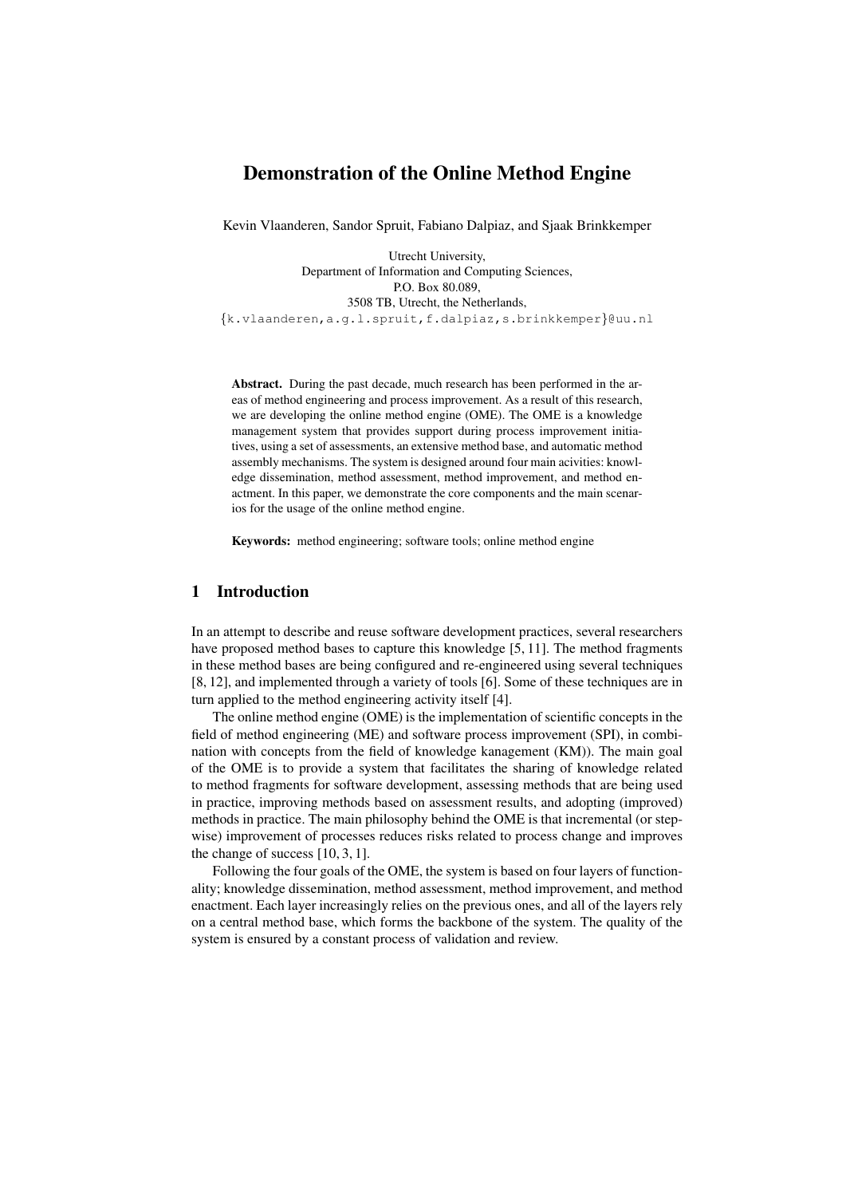# Demonstration of the Online Method Engine

Kevin Vlaanderen, Sandor Spruit, Fabiano Dalpiaz, and Sjaak Brinkkemper

Utrecht University,
Department of Information and Computing Sciences,
P.O. Box 80.089,
3508 TB, Utrecht, the Netherlands,
{k.vlaanderen,a.g.l.spruit,f.dalpiaz,s.brinkkemper}@uu.nl

**Abstract.** During the past decade, much research has been performed in the areas of method engineering and process improvement. As a result of this research, we are developing the online method engine (OME). The OME is a knowledge management system that provides support during process improvement initiatives, using a set of assessments, an extensive method base, and automatic method assembly mechanisms. The system is designed around four main acivities: knowledge dissemination, method assessment, method improvement, and method enactment. In this paper, we demonstrate the core components and the main scenarios for the usage of the online method engine.

**Keywords:** method engineering; software tools; online method engine

## 1 Introduction

In an attempt to describe and reuse software development practices, several researchers have proposed method bases to capture this knowledge [5, 11]. The method fragments in these method bases are being configured and re-engineered using several techniques [8, 12], and implemented through a variety of tools [6]. Some of these techniques are in turn applied to the method engineering activity itself [4].

The online method engine (OME) is the implementation of scientific concepts in the field of method engineering (ME) and software process improvement (SPI), in combination with concepts from the field of knowledge kanagement (KM)). The main goal of the OME is to provide a system that facilitates the sharing of knowledge related to method fragments for software development, assessing methods that are being used in practice, improving methods based on assessment results, and adopting (improved) methods in practice. The main philosophy behind the OME is that incremental (or stepwise) improvement of processes reduces risks related to process change and improves the change of success [10, 3, 1].

Following the four goals of the OME, the system is based on four layers of functionality; knowledge dissemination, method assessment, method improvement, and method enactment. Each layer increasingly relies on the previous ones, and all of the layers rely on a central method base, which forms the backbone of the system. The quality of the system is ensured by a constant process of validation and review.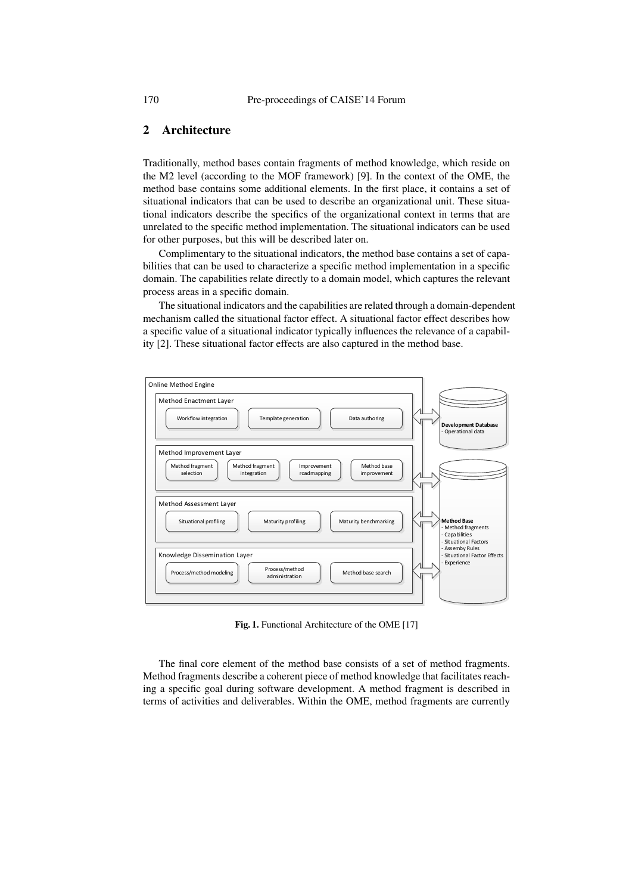## 2 Architecture

Traditionally, method bases contain fragments of method knowledge, which reside on the M2 level (according to the MOF framework) [9]. In the context of the OME, the method base contains some additional elements. In the first place, it contains a set of situational indicators that can be used to describe an organizational unit. These situational indicators describe the specifics of the organizational context in terms that are unrelated to the specific method implementation. The situational indicators can be used for other purposes, but this will be described later on.

Complimentary to the situational indicators, the method base contains a set of capabilities that can be used to characterize a specific method implementation in a specific domain. The capabilities relate directly to a domain model, which captures the relevant process areas in a specific domain.

The situational indicators and the capabilities are related through a domain-dependent mechanism called the situational factor effect. A situational factor effect describes how a specific value of a situational indicator typically influences the relevance of a capability [2]. These situational factor effects are also captured in the method base.

Online Method Engine

Method Enactment Layer: Workflow integration, Template generation, Data authoring

Method Improvement Layer: Method fragment selection, Method fragment integration, Improvement roadmapping, Method base improvement

Method Assessment Layer: Situational profiling, Maturity profiling, Maturity benchmarking

Knowledge Dissemination Layer: Process/method modeling, Process/method administration, Method base search

**Development Database**
- Operational data

**Method Base**
- Method fragments
- Capabilities
- Situational Factors
- Assemby Rules
- Situational Factor Effects
- Experience

**Fig. 1.** Functional Architecture of the OME [17]

The final core element of the method base consists of a set of method fragments. Method fragments describe a coherent piece of method knowledge that facilitates reaching a specific goal during software development. A method fragment is described in terms of activities and deliverables. Within the OME, method fragments are currently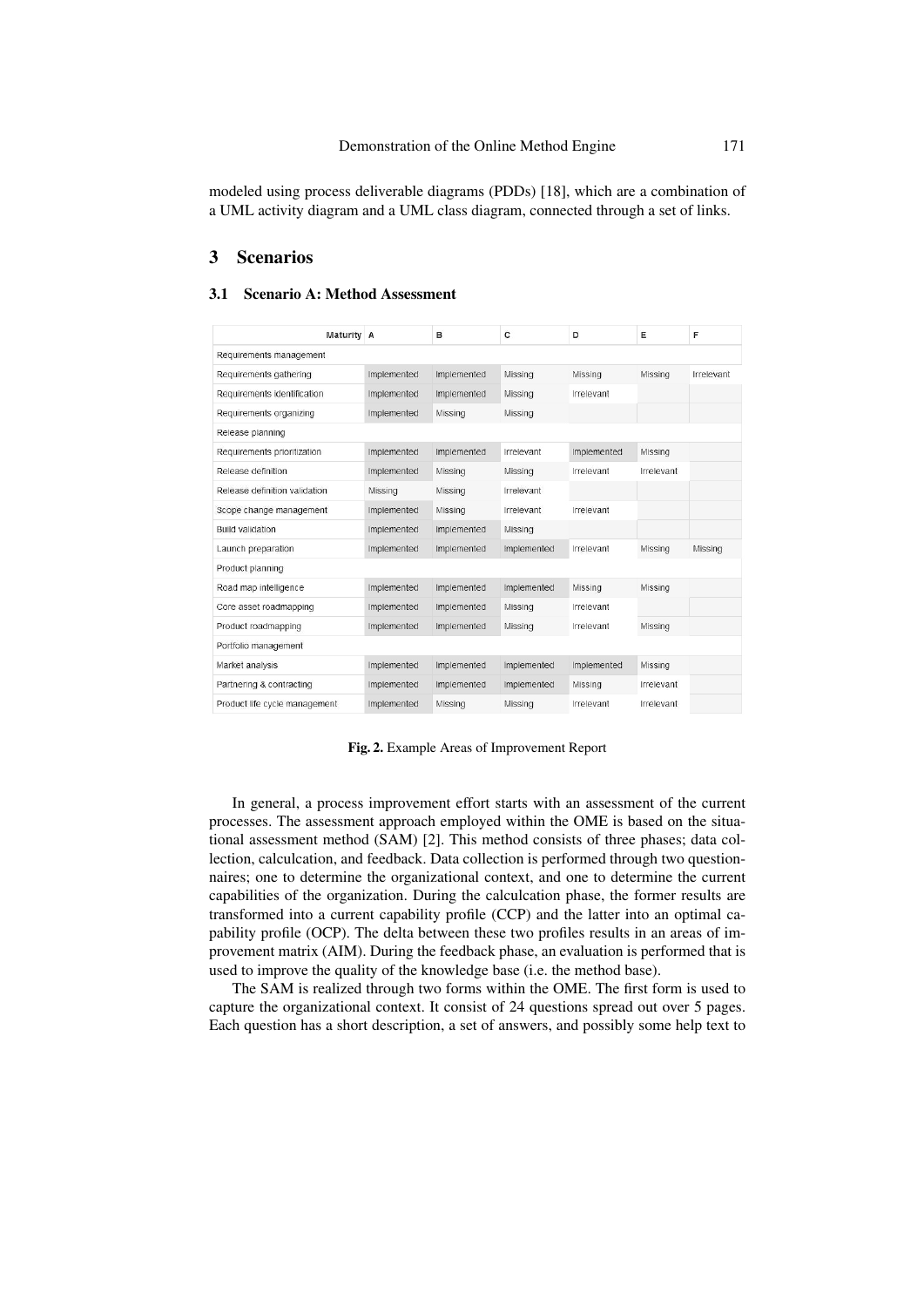modeled using process deliverable diagrams (PDDs) [18], which are a combination of a UML activity diagram and a UML class diagram, connected through a set of links.

## 3 Scenarios

### 3.1 Scenario A: Method Assessment

| Maturity | A | B | C | D | E | F |
|---|---|---|---|---|---|---|
| Requirements management | | | | | | |
| Requirements gathering | Implemented | Implemented | Missing | Missing | Missing | Irrelevant |
| Requirements identification | Implemented | Implemented | Missing | Irrelevant | | |
| Requirements organizing | Implemented | Missing | Missing | | | |
| Release planning | | | | | | |
| Requirements prioritization | Implemented | Implemented | Irrelevant | Implemented | Missing | |
| Release definition | Implemented | Missing | Missing | Irrelevant | Irrelevant | |
| Release definition validation | Missing | Missing | Irrelevant | | | |
| Scope change management | Implemented | Missing | Irrelevant | Irrelevant | | |
| Build validation | Implemented | Implemented | Missing | | | |
| Launch preparation | Implemented | Implemented | Implemented | Irrelevant | Missing | Missing |
| Product planning | | | | | | |
| Road map intelligence | Implemented | Implemented | Implemented | Missing | Missing | |
| Core asset roadmapping | Implemented | Implemented | Missing | Irrelevant | | |
| Product roadmapping | Implemented | Implemented | Missing | Irrelevant | Missing | |
| Portfolio management | | | | | | |
| Market analysis | Implemented | Implemented | Implemented | Implemented | Missing | |
| Partnering & contracting | Implemented | Implemented | Implemented | Missing | Irrelevant | |
| Product life cycle management | Implemented | Missing | Missing | Irrelevant | Irrelevant | |

**Fig. 2.** Example Areas of Improvement Report

In general, a process improvement effort starts with an assessment of the current processes. The assessment approach employed within the OME is based on the situational assessment method (SAM) [2]. This method consists of three phases; data collection, calculcation, and feedback. Data collection is performed through two questionnaires; one to determine the organizational context, and one to determine the current capabilities of the organization. During the calculcation phase, the former results are transformed into a current capability profile (CCP) and the latter into an optimal capability profile (OCP). The delta between these two profiles results in an areas of improvement matrix (AIM). During the feedback phase, an evaluation is performed that is used to improve the quality of the knowledge base (i.e. the method base).

The SAM is realized through two forms within the OME. The first form is used to capture the organizational context. It consist of 24 questions spread out over 5 pages. Each question has a short description, a set of answers, and possibly some help text to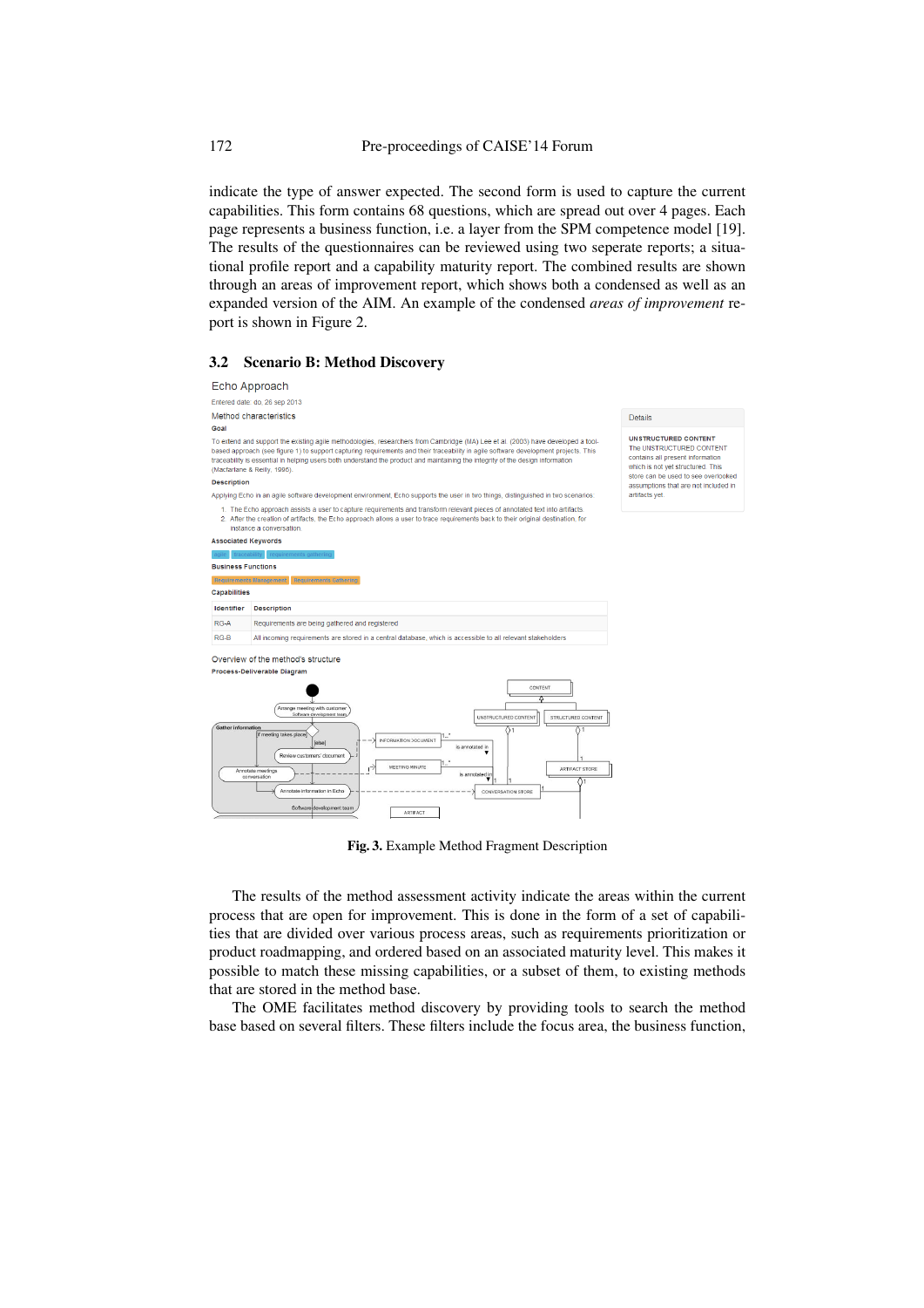indicate the type of answer expected. The second form is used to capture the current capabilities. This form contains 68 questions, which are spread out over 4 pages. Each page represents a business function, i.e. a layer from the SPM competence model [19]. The results of the questionnaires can be reviewed using two seperate reports; a situational profile report and a capability maturity report. The combined results are shown through an areas of improvement report, which shows both a condensed as well as an expanded version of the AIM. An example of the condensed *areas of improvement* report is shown in Figure 2.

### 3.2 Scenario B: Method Discovery

Echo Approach

Entered date: do, 26 sep 2013

Method characteristics

**Goal**

To extend and support the existing agile methodologies, researchers from Cambridge (MA) Lee et al. (2003) have developed a tool-based approach (see figure 1) to support capturing requirements and their traceability in agile software development projects. This traceability is essential in helping users both understand the product and maintaining the integrity of the design information (Macfarlane & Reilly, 1996).

**Description**

Applying Echo in an agile software development environment, Echo supports the user in two things, distinguished in two scenarios.

1. The Echo approach assists a user to capture requirements and transform relevant pieces of annotated text into artifacts.
2. After the creation of artifacts, the Echo approach allows a user to trace requirements back to their original destination, for instance a conversation.

**Associated Keywords**

agile | traceability | requirements gathering

**Business Functions**

Requirements Management | Requirements Gathering

**Capabilities**

| Identifier | Description |
|---|---|
| RG-A | Requirements are being gathered and registered |
| RG-B | All incoming requirements are stored in a central database, which is accessible to all relevant stakeholders |

Details

UNSTRUCTURED CONTENT

The UNSTRUCTURED CONTENT contains all present information which is not yet structured. This store can be used to see overlooked assumptions that are not included in artifacts yet.

Overview of the method's structure

**Process-Deliverable Diagram**

**Fig. 3.** Example Method Fragment Description

The results of the method assessment activity indicate the areas within the current process that are open for improvement. This is done in the form of a set of capabilities that are divided over various process areas, such as requirements prioritization or product roadmapping, and ordered based on an associated maturity level. This makes it possible to match these missing capabilities, or a subset of them, to existing methods that are stored in the method base.

The OME facilitates method discovery by providing tools to search the method base based on several filters. These filters include the focus area, the business function,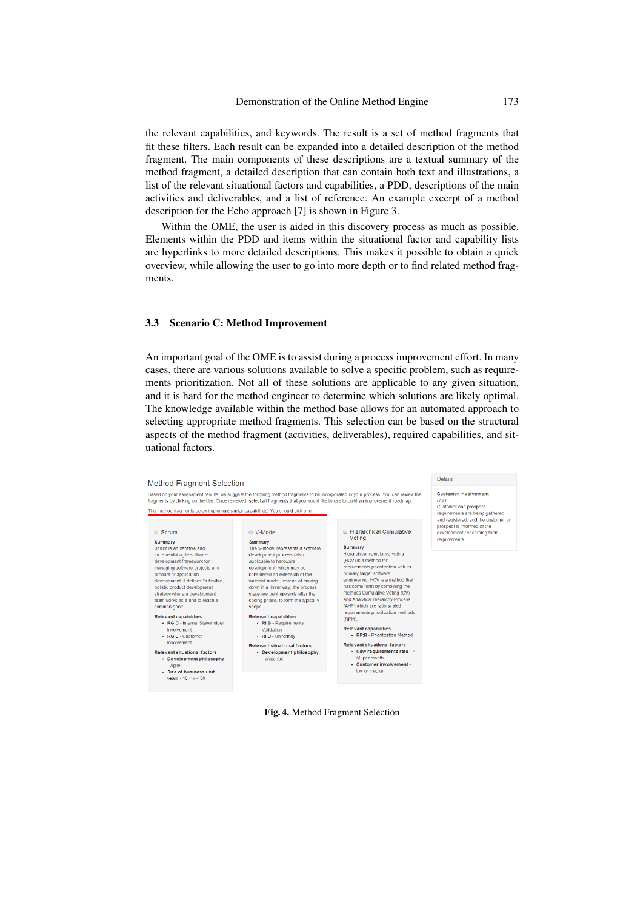the relevant capabilities, and keywords. The result is a set of method fragments that fit these filters. Each result can be expanded into a detailed description of the method fragment. The main components of these descriptions are a textual summary of the method fragment, a detailed description that can contain both text and illustrations, a list of the relevant situational factors and capabilities, a PDD, descriptions of the main activities and deliverables, and a list of reference. An example excerpt of a method description for the Echo approach [7] is shown in Figure 3.

Within the OME, the user is aided in this discovery process as much as possible. Elements within the PDD and items within the situational factor and capability lists are hyperlinks to more detailed descriptions. This makes it possible to obtain a quick overview, while allowing the user to go into more depth or to find related method fragments.

### 3.3 Scenario C: Method Improvement

An important goal of the OME is to assist during a process improvement effort. In many cases, there are various solutions available to solve a specific problem, such as requirements prioritization. Not all of these solutions are applicable to any given situation, and it is hard for the method engineer to determine which solutions are likely optimal. The knowledge available within the method base allows for an automated approach to selecting appropriate method fragments. This selection can be based on the structural aspects of the method fragment (activities, deliverables), required capabilities, and situational factors.

Method Fragment Selection

Based on your assessment results, we suggest the following method fragments to be incorporated in your process. You can review the fragments by clicking on the title. Once reviewed, select all fragments that you would like to use to build an improvement roadmap.

The method fragments below implement similar capabilities. You should pick one.

**Scrum**

**Summary**
Scrum is an iterative and incremental agile software development framework for managing software projects and product or application development. It defines "a flexible, holistic product development strategy where a development team works as a unit to reach a common goal".

**Relevant capabilities**
- **RG:D** - Internal Stakeholder Involvement
- **RG:E** - Customer Involvement

**Relevant situational factors**
- **Development philosophy** - Agile
- **Size of business unit team** - 10 < x < 50

**V-Model**

**Summary**
The V-model represents a software development process (also applicable to hardware development) which may be considered an extension of the waterfall model. Instead of moving down in a linear way, the process steps are bent upwards after the coding phase, to form the typical V shape.

**Relevant capabilities**
- **RI:B** - Requirements Validation
- **RI:D** - Uniformity

**Relevant situational factors**
- **Development philosophy** - Waterfall

**Hierarchical Cumulative Voting**

**Summary**
Hierarchical cumulative voting (HCV) is a method for requirements prioritization with its primary target software engineering. HCV is a method that has come forth by combining the methods Cumulative Voting (CV) and Analytical Hierarchy Process (AHP) which are ratio scaled requirements prioritization methods (RPM).

**Relevant capabilities**
- **RP:B** - Prioritization Method

**Relevant situational factors**
- **New requirements rate** - < 50 per month
- **Customer involvement** - low or medium

Details

**Customer Involvement**
*RG:E*
Customer and prospect requirements are being gathered and registered, and the customer or prospect is informed of the development concerning their requirements.

**Fig. 4.** Method Fragment Selection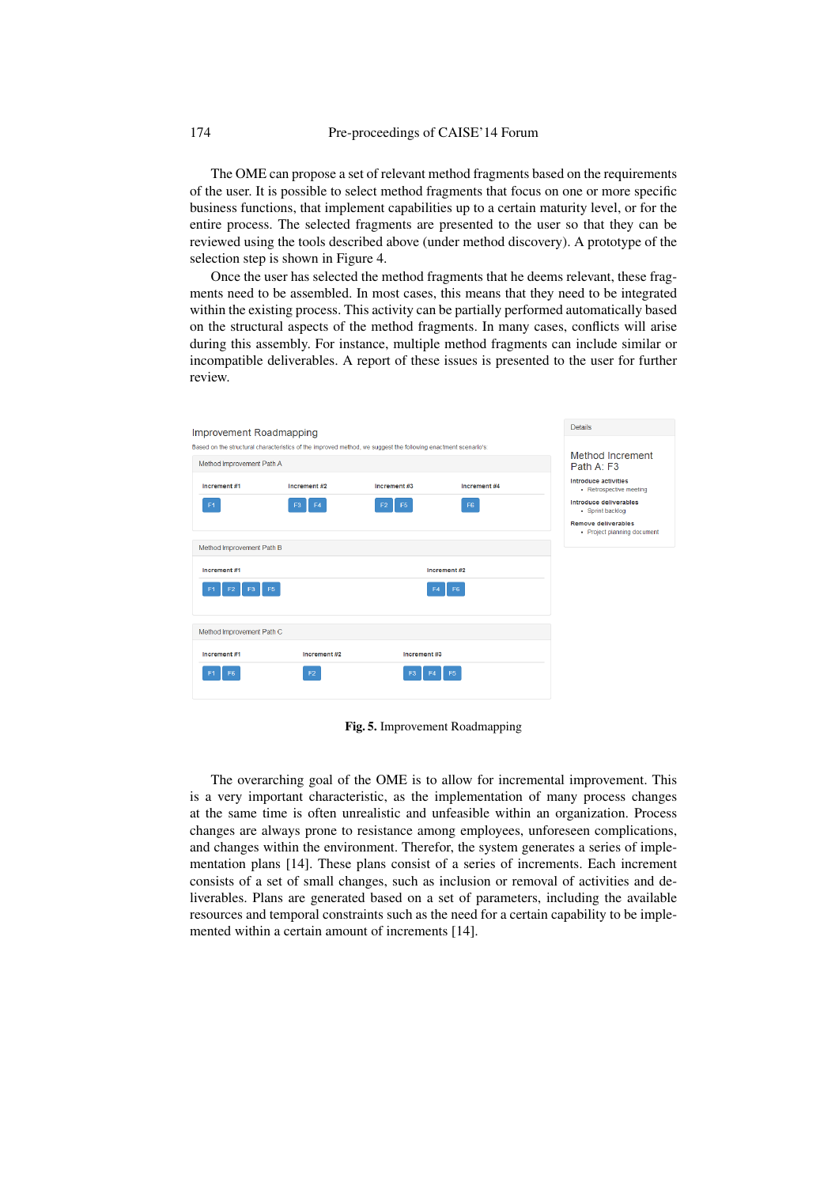The OME can propose a set of relevant method fragments based on the requirements of the user. It is possible to select method fragments that focus on one or more specific business functions, that implement capabilities up to a certain maturity level, or for the entire process. The selected fragments are presented to the user so that they can be reviewed using the tools described above (under method discovery). A prototype of the selection step is shown in Figure 4.

Once the user has selected the method fragments that he deems relevant, these fragments need to be assembled. In most cases, this means that they need to be integrated within the existing process. This activity can be partially performed automatically based on the structural aspects of the method fragments. In many cases, conflicts will arise during this assembly. For instance, multiple method fragments can include similar or incompatible deliverables. A report of these issues is presented to the user for further review.

Improvement Roadmapping

Based on the structural characteristics of the improved method, we suggest the following enactment scenario's:

Method Improvement Path A

| Increment #1 | Increment #2 | Increment #3 | Increment #4 |
|---|---|---|---|
| F1 | F3 F4 | F2 F5 | F6 |

Method Improvement Path B

| Increment #1 | Increment #2 |
|---|---|
| F1 F2 F3 F5 | F4 F6 |

Method Improvement Path C

| Increment #1 | Increment #2 | Increment #3 |
|---|---|---|
| F1 F6 | F2 | F3 F4 F5 |

Details

Method Increment Path A: F3

Introduce activities
- Retrospective meeting

Introduce deliverables
- Sprint backlog

Remove deliverables
- Project planning document

**Fig. 5.** Improvement Roadmapping

The overarching goal of the OME is to allow for incremental improvement. This is a very important characteristic, as the implementation of many process changes at the same time is often unrealistic and unfeasible within an organization. Process changes are always prone to resistance among employees, unforeseen complications, and changes within the environment. Therefor, the system generates a series of implementation plans [14]. These plans consist of a series of increments. Each increment consists of a set of small changes, such as inclusion or removal of activities and deliverables. Plans are generated based on a set of parameters, including the available resources and temporal constraints such as the need for a certain capability to be implemented within a certain amount of increments [14].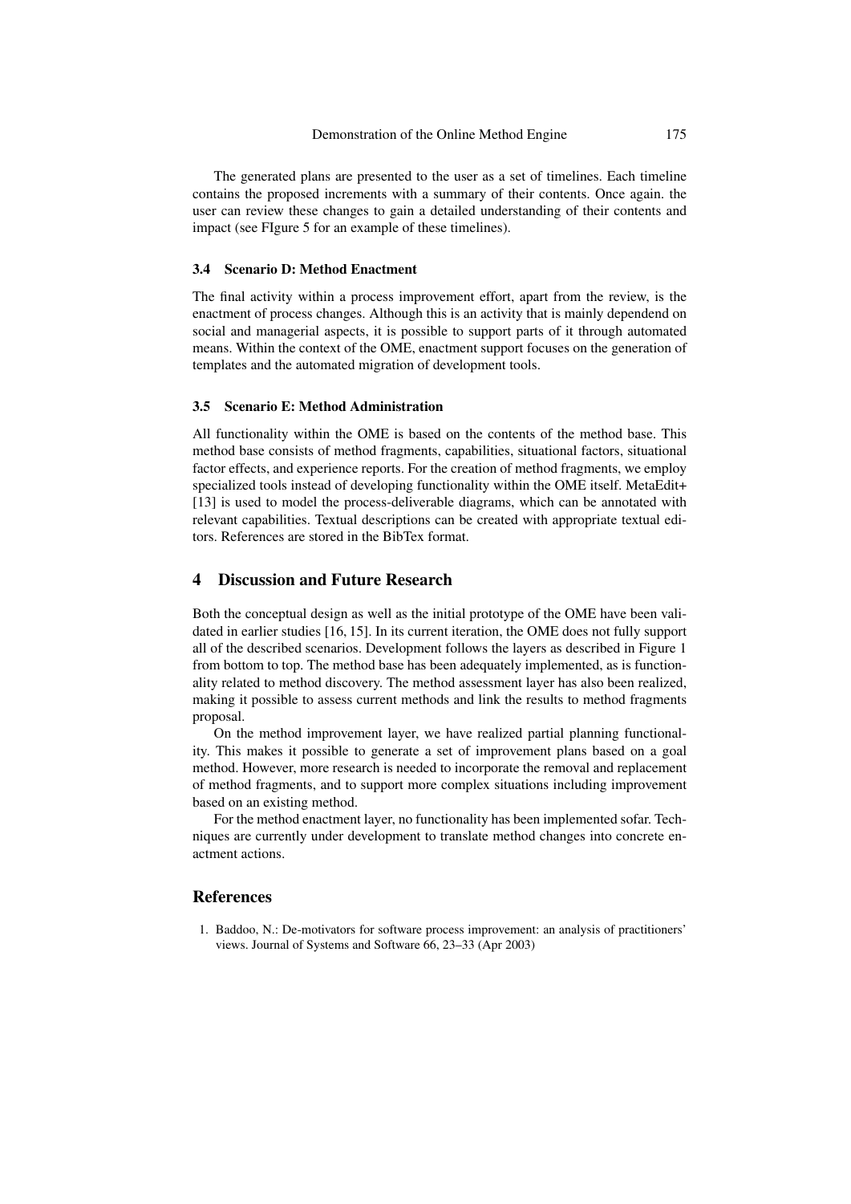The generated plans are presented to the user as a set of timelines. Each timeline contains the proposed increments with a summary of their contents. Once again. the user can review these changes to gain a detailed understanding of their contents and impact (see FIgure 5 for an example of these timelines).

### 3.4 Scenario D: Method Enactment

The final activity within a process improvement effort, apart from the review, is the enactment of process changes. Although this is an activity that is mainly dependend on social and managerial aspects, it is possible to support parts of it through automated means. Within the context of the OME, enactment support focuses on the generation of templates and the automated migration of development tools.

### 3.5 Scenario E: Method Administration

All functionality within the OME is based on the contents of the method base. This method base consists of method fragments, capabilities, situational factors, situational factor effects, and experience reports. For the creation of method fragments, we employ specialized tools instead of developing functionality within the OME itself. MetaEdit+ [13] is used to model the process-deliverable diagrams, which can be annotated with relevant capabilities. Textual descriptions can be created with appropriate textual editors. References are stored in the BibTex format.

## 4 Discussion and Future Research

Both the conceptual design as well as the initial prototype of the OME have been validated in earlier studies [16, 15]. In its current iteration, the OME does not fully support all of the described scenarios. Development follows the layers as described in Figure 1 from bottom to top. The method base has been adequately implemented, as is functionality related to method discovery. The method assessment layer has also been realized, making it possible to assess current methods and link the results to method fragments proposal.

On the method improvement layer, we have realized partial planning functionality. This makes it possible to generate a set of improvement plans based on a goal method. However, more research is needed to incorporate the removal and replacement of method fragments, and to support more complex situations including improvement based on an existing method.

For the method enactment layer, no functionality has been implemented sofar. Techniques are currently under development to translate method changes into concrete enactment actions.

## References

1. Baddoo, N.: De-motivators for software process improvement: an analysis of practitioners' views. Journal of Systems and Software 66, 23–33 (Apr 2003)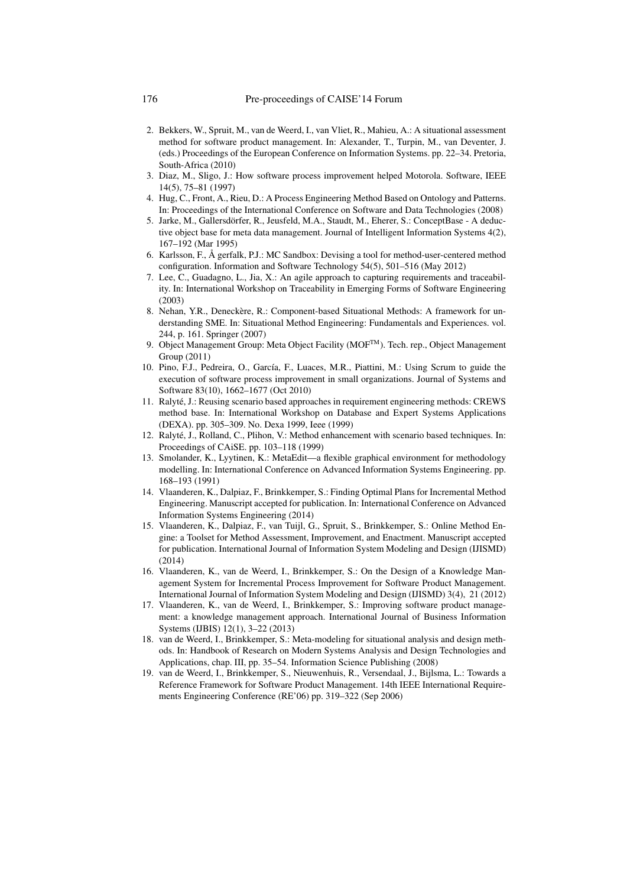2. Bekkers, W., Spruit, M., van de Weerd, I., van Vliet, R., Mahieu, A.: A situational assessment method for software product management. In: Alexander, T., Turpin, M., van Deventer, J. (eds.) Proceedings of the European Conference on Information Systems. pp. 22–34. Pretoria, South-Africa (2010)
3. Diaz, M., Sligo, J.: How software process improvement helped Motorola. Software, IEEE 14(5), 75–81 (1997)
4. Hug, C., Front, A., Rieu, D.: A Process Engineering Method Based on Ontology and Patterns. In: Proceedings of the International Conference on Software and Data Technologies (2008)
5. Jarke, M., Gallersdörfer, R., Jeusfeld, M.A., Staudt, M., Eherer, S.: ConceptBase - A deductive object base for meta data management. Journal of Intelligent Information Systems 4(2), 167–192 (Mar 1995)
6. Karlsson, F., Å gerfalk, P.J.: MC Sandbox: Devising a tool for method-user-centered method configuration. Information and Software Technology 54(5), 501–516 (May 2012)
7. Lee, C., Guadagno, L., Jia, X.: An agile approach to capturing requirements and traceability. In: International Workshop on Traceability in Emerging Forms of Software Engineering (2003)
8. Nehan, Y.R., Deneckère, R.: Component-based Situational Methods: A framework for understanding SME. In: Situational Method Engineering: Fundamentals and Experiences. vol. 244, p. 161. Springer (2007)
9. Object Management Group: Meta Object Facility (MOF™). Tech. rep., Object Management Group (2011)
10. Pino, F.J., Pedreira, O., García, F., Luaces, M.R., Piattini, M.: Using Scrum to guide the execution of software process improvement in small organizations. Journal of Systems and Software 83(10), 1662–1677 (Oct 2010)
11. Ralyté, J.: Reusing scenario based approaches in requirement engineering methods: CREWS method base. In: International Workshop on Database and Expert Systems Applications (DEXA). pp. 305–309. No. Dexa 1999, Ieee (1999)
12. Ralyté, J., Rolland, C., Plihon, V.: Method enhancement with scenario based techniques. In: Proceedings of CAiSE. pp. 103–118 (1999)
13. Smolander, K., Lyytinen, K.: MetaEdit—a flexible graphical environment for methodology modelling. In: International Conference on Advanced Information Systems Engineering. pp. 168–193 (1991)
14. Vlaanderen, K., Dalpiaz, F., Brinkkemper, S.: Finding Optimal Plans for Incremental Method Engineering. Manuscript accepted for publication. In: International Conference on Advanced Information Systems Engineering (2014)
15. Vlaanderen, K., Dalpiaz, F., van Tuijl, G., Spruit, S., Brinkkemper, S.: Online Method Engine: a Toolset for Method Assessment, Improvement, and Enactment. Manuscript accepted for publication. International Journal of Information System Modeling and Design (IJISMD) (2014)
16. Vlaanderen, K., van de Weerd, I., Brinkkemper, S.: On the Design of a Knowledge Management System for Incremental Process Improvement for Software Product Management. International Journal of Information System Modeling and Design (IJISMD) 3(4), 21 (2012)
17. Vlaanderen, K., van de Weerd, I., Brinkkemper, S.: Improving software product management: a knowledge management approach. International Journal of Business Information Systems (IJBIS) 12(1), 3–22 (2013)
18. van de Weerd, I., Brinkkemper, S.: Meta-modeling for situational analysis and design methods. In: Handbook of Research on Modern Systems Analysis and Design Technologies and Applications, chap. III, pp. 35–54. Information Science Publishing (2008)
19. van de Weerd, I., Brinkkemper, S., Nieuwenhuis, R., Versendaal, J., Bijlsma, L.: Towards a Reference Framework for Software Product Management. 14th IEEE International Requirements Engineering Conference (RE'06) pp. 319–322 (Sep 2006)